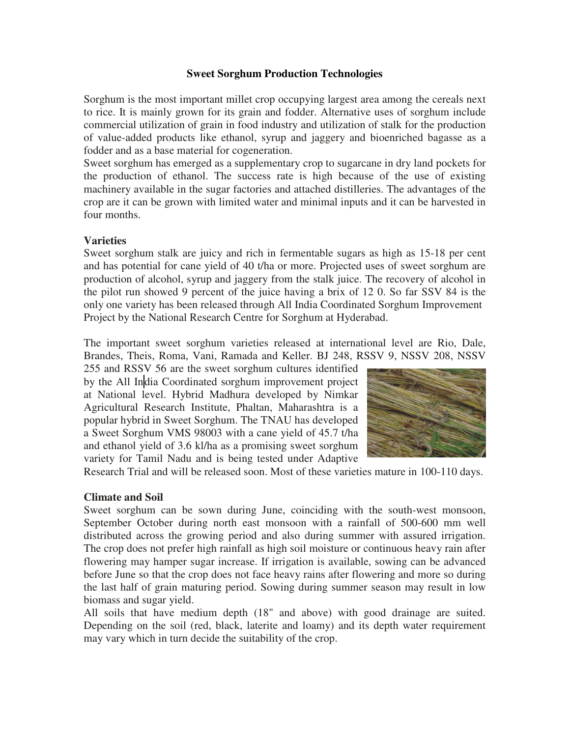# Sweet Sorghum Production Technologies

Sorghum is the most important millet crop occupying largest area among the cereals next to rice. It is mainly grown for its grain and fodder. Alternative uses of sorghum include commercial utilization of grain in food industry and utilization of stalk for the production of value-added products like ethanol, syrup and jaggery and bioenriched bagasse as a fodder and as a base material for cogeneration.

Sweet sorghum has emerged as a supplementary crop to sugarcane in dry land pockets for the production of ethanol. The success rate is high because of the use of existing machinery available in the sugar factories and attached distilleries. The advantages of the crop are it can be grown with limited water and minimal inputs and it can be harvested in four months.

## Varieties

Sweet sorghum stalk are juicy and rich in fermentable sugars as high as 15-18 per cent and has potential for cane yield of 40 t/ha or more. Projected uses of sweet sorghum are production of alcohol, syrup and jaggery from the stalk juice. The recovery of alcohol in the pilot run showed 9 percent of the juice having a brix of 12 0. So far SSV 84 is the only one variety has been released through All India Coordinated Sorghum Improvement Project by the National Research Centre for Sorghum at Hyderabad.

The important sweet sorghum varieties released at international level are Rio, Dale, Brandes, Theis, Roma, Vani, Ramada and Keller. BJ 248, RSSV 9, NSSV 208, NSSV 255 and RSSV 56 are the sweet sorghum cultures identified by the All India Coordinated sorghum improvement project at National level. Hybrid Madhura developed by Nimkar Agricultural Research Institute, Phaltan, Maharashtra is a popular hybrid in Sweet Sorghum. The TNAU has developed a Sweet Sorghum VMS 98003 with a cane yield of 45.7 t/ha and ethanol yield of 3.6 kl/ha as a promising sweet sorghum variety for Tamil Nadu and is being tested under Adaptive Research Trial and will be released soon. Most of these varieties mature in 100-110 days.

## Climate and Soil

Sweet sorghum can be sown during June, coinciding with the south-west monsoon, September October during north east monsoon with a rainfall of 500-600 mm well distributed across the growing period and also during summer with assured irrigation. The crop does not prefer high rainfall as high soil moisture or continuous heavy rain after flowering may hamper sugar increase. If irrigation is available, sowing can be advanced before June so that the crop does not face heavy rains after flowering and more so during the last half of grain maturing period. Sowing during summer season may result in low biomass and sugar yield.

All soils that have medium depth (18" and above) with good drainage are suited. Depending on the soil (red, black, laterite and loamy) and its depth water requirement may vary which in turn decide the suitability of the crop.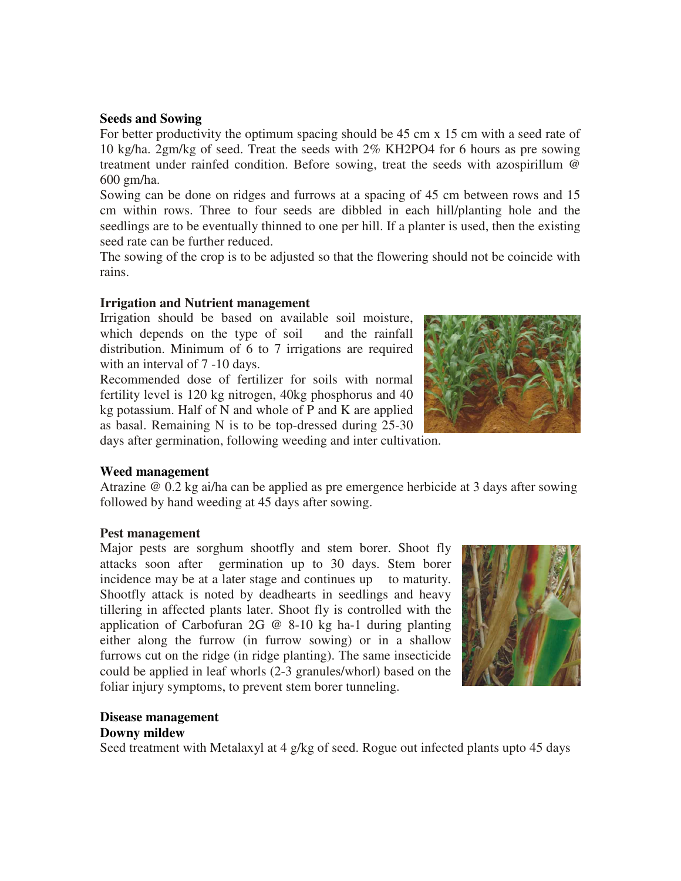**Seeds and Sowing**

For better productivity the optimum spacing should be 45 cm x 15 cm with a seed rate of 10 kg/ha. 2gm/kg of seed. Treat the seeds with 2% $KH_2PO_4$ for 6 hours as pre sowing treatment under rainfed condition. Before sowing, treat the seeds with azospirillum @ 600 gm/ha.

Sowing can be done on ridges and furrows at a spacing of 45 cm between rows and 15 cm within rows. Three to four seeds are dibbled in each hill/planting hole and the seedlings are to be eventually thinned to one per hill. If a planter is used, then the existing seed rate can be further reduced.

The sowing of the crop is to be adjusted so that the flowering should not be coincide with rains.

**Irrigation and Nutrient management**

Irrigation should be based on available soil moisture, which depends on the type of soil and the rainfall distribution. Minimum of 6 to 7 irrigations are required with an interval of 7 -10 days.

Recommended dose of fertilizer for soils with normal fertility level is 120 kg nitrogen, 40kg phosphorus and 40 kg potassium. Half of N and whole of P and K are applied as basal. Remaining N is to be top-dressed during 25-30 days after germination, following weeding and inter cultivation.

**Weed management**

Atrazine @ 0.2 kg ai/ha can be applied as pre emergence herbicide at 3 days after sowing followed by hand weeding at 45 days after sowing.

**Pest management**

Major pests are sorghum shootfly and stem borer. Shoot fly attacks soon after germination up to 30 days. Stem borer incidence may be at a later stage and continues up to maturity. Shootfly attack is noted by deadhearts in seedlings and heavy tillering in affected plants later. Shoot fly is controlled with the application of Carbofuran 2G @ 8-10 kg ha-1 during planting either along the furrow (in furrow sowing) or in a shallow furrows cut on the ridge (in ridge planting). The same insecticide could be applied in leaf whorls (2-3 granules/whorl) based on the foliar injury symptoms, to prevent stem borer tunneling.

**Disease management**

**Downy mildew**

Seed treatment with Metalaxyl at 4 g/kg of seed. Rogue out infected plants upto 45 days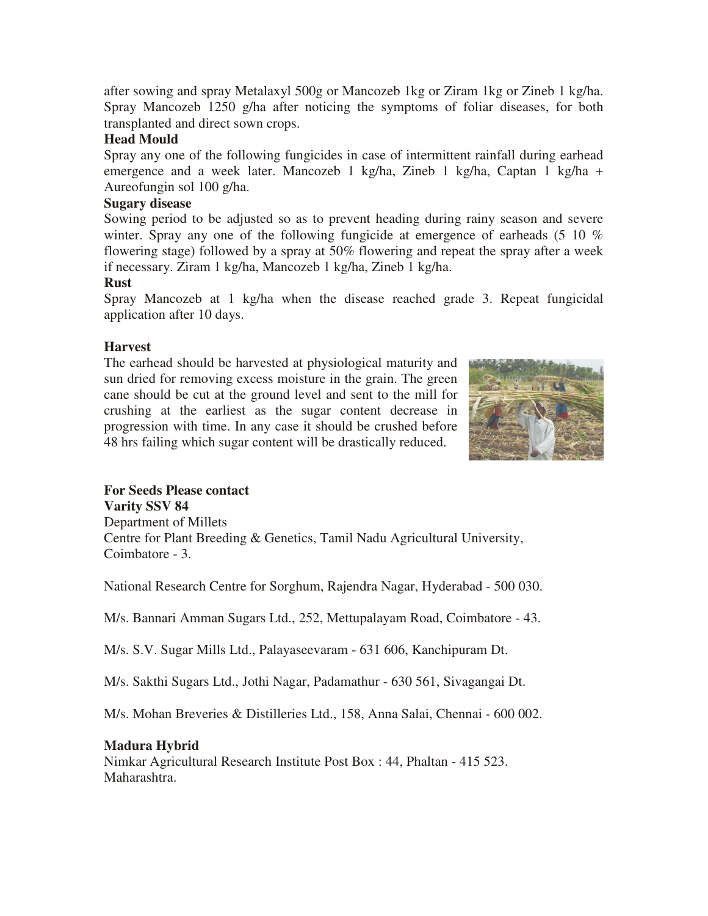after sowing and spray Metalaxyl 500g or Mancozeb 1kg or Ziram 1kg or Zineb 1 kg/ha. Spray Mancozeb 1250 g/ha after noticing the symptoms of foliar diseases, for both transplanted and direct sown crops.

**Head Mould**

Spray any one of the following fungicides in case of intermittent rainfall during earhead emergence and a week later. Mancozeb 1 kg/ha, Zineb 1 kg/ha, Captan 1 kg/ha + Aureofungin sol 100 g/ha.

**Sugary disease**

Sowing period to be adjusted so as to prevent heading during rainy season and severe winter. Spray any one of the following fungicide at emergence of earheads (5 10 % flowering stage) followed by a spray at 50% flowering and repeat the spray after a week if necessary. Ziram 1 kg/ha, Mancozeb 1 kg/ha, Zineb 1 kg/ha.

**Rust**

Spray Mancozeb at 1 kg/ha when the disease reached grade 3. Repeat fungicidal application after 10 days.

**Harvest**

The earhead should be harvested at physiological maturity and sun dried for removing excess moisture in the grain. The green cane should be cut at the ground level and sent to the mill for crushing at the earliest as the sugar content decrease in progression with time. In any case it should be crushed before 48 hrs failing which sugar content will be drastically reduced.

**For Seeds Please contact**

**Varity SSV 84**

Department of Millets
Centre for Plant Breeding & Genetics, Tamil Nadu Agricultural University, Coimbatore - 3.

National Research Centre for Sorghum, Rajendra Nagar, Hyderabad - 500 030.

M/s. Bannari Amman Sugars Ltd., 252, Mettupalayam Road, Coimbatore - 43.

M/s. S.V. Sugar Mills Ltd., Palayaseevaram - 631 606, Kanchipuram Dt.

M/s. Sakthi Sugars Ltd., Jothi Nagar, Padamathur - 630 561, Sivagangai Dt.

M/s. Mohan Breveries & Distilleries Ltd., 158, Anna Salai, Chennai - 600 002.

**Madura Hybrid**

Nimkar Agricultural Research Institute Post Box : 44, Phaltan - 415 523. Maharashtra.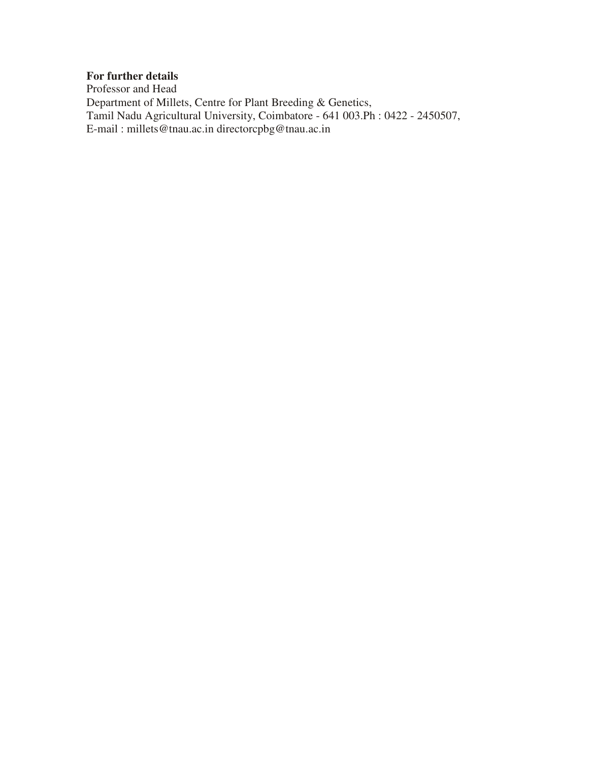**For further details**

Professor and Head
Department of Millets, Centre for Plant Breeding & Genetics,
Tamil Nadu Agricultural University, Coimbatore - 641 003.Ph : 0422 - 2450507,
E-mail : millets@tnau.ac.in directorcpbg@tnau.ac.in